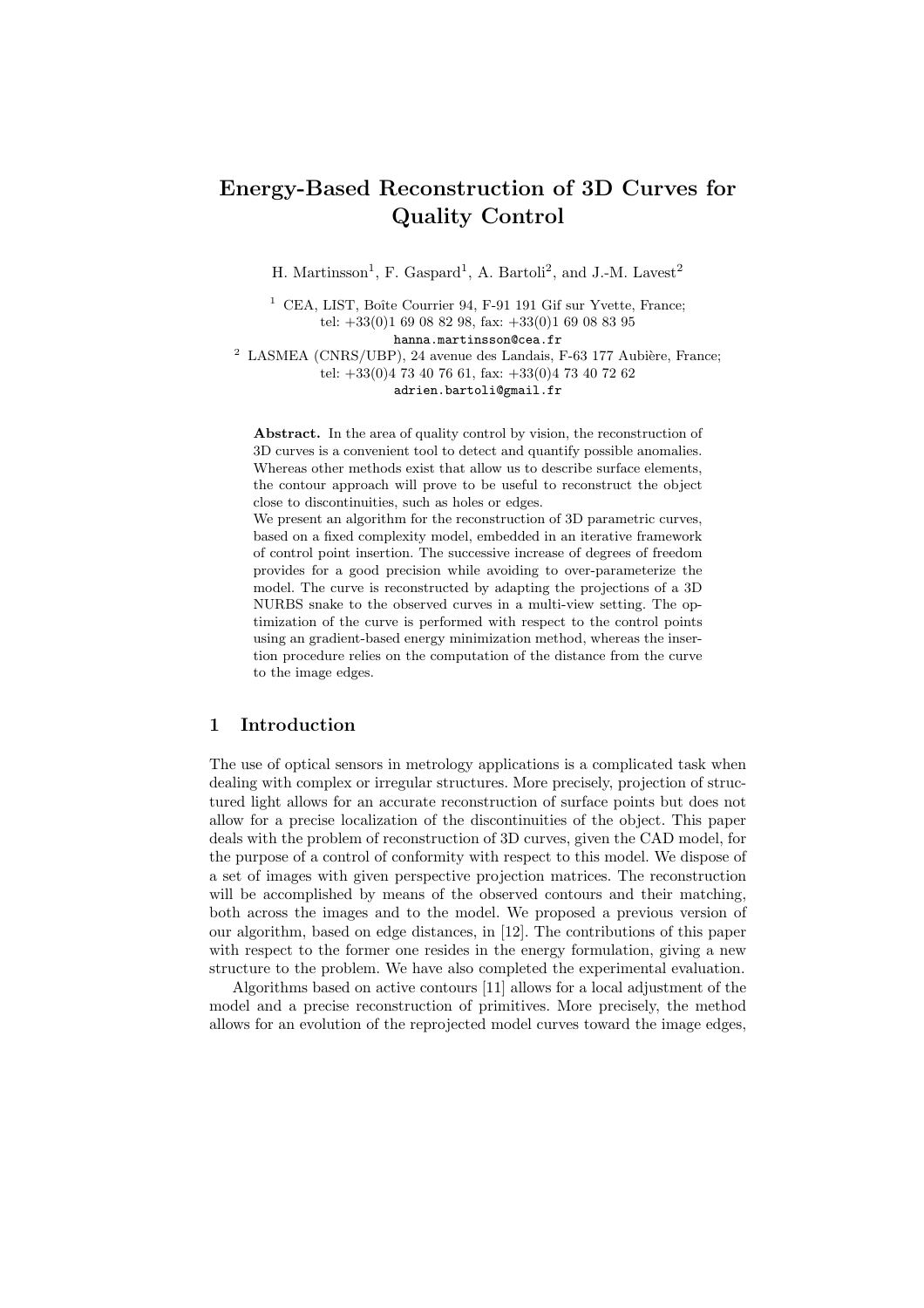# Energy-Based Reconstruction of 3D Curves for Quality Control

H. Martinsson[1], F. Gaspard[1], A. Bartoli[2], and J.-M. Lavest[2]

[1] CEA, LIST, Boîte Courrier 94, F-91 191 Gif sur Yvette, France;
tel: +33(0)1 69 08 82 98, fax: +33(0)1 69 08 83 95
`hanna.martinsson@cea.fr`

[2] LASMEA (CNRS/UBP), 24 avenue des Landais, F-63 177 Aubière, France;
tel: +33(0)4 73 40 76 61, fax: +33(0)4 73 40 72 62
`adrien.bartoli@gmail.fr`

**Abstract.** In the area of quality control by vision, the reconstruction of 3D curves is a convenient tool to detect and quantify possible anomalies. Whereas other methods exist that allow us to describe surface elements, the contour approach will prove to be useful to reconstruct the object close to discontinuities, such as holes or edges.
We present an algorithm for the reconstruction of 3D parametric curves, based on a fixed complexity model, embedded in an iterative framework of control point insertion. The successive increase of degrees of freedom provides for a good precision while avoiding to over-parameterize the model. The curve is reconstructed by adapting the projections of a 3D NURBS snake to the observed curves in a multi-view setting. The optimization of the curve is performed with respect to the control points using an gradient-based energy minimization method, whereas the insertion procedure relies on the computation of the distance from the curve to the image edges.

## 1 Introduction

The use of optical sensors in metrology applications is a complicated task when dealing with complex or irregular structures. More precisely, projection of structured light allows for an accurate reconstruction of surface points but does not allow for a precise localization of the discontinuities of the object. This paper deals with the problem of reconstruction of 3D curves, given the CAD model, for the purpose of a control of conformity with respect to this model. We dispose of a set of images with given perspective projection matrices. The reconstruction will be accomplished by means of the observed contours and their matching, both across the images and to the model. We proposed a previous version of our algorithm, based on edge distances, in [12]. The contributions of this paper with respect to the former one resides in the energy formulation, giving a new structure to the problem. We have also completed the experimental evaluation.

Algorithms based on active contours [11] allows for a local adjustment of the model and a precise reconstruction of primitives. More precisely, the method allows for an evolution of the reprojected model curves toward the image edges,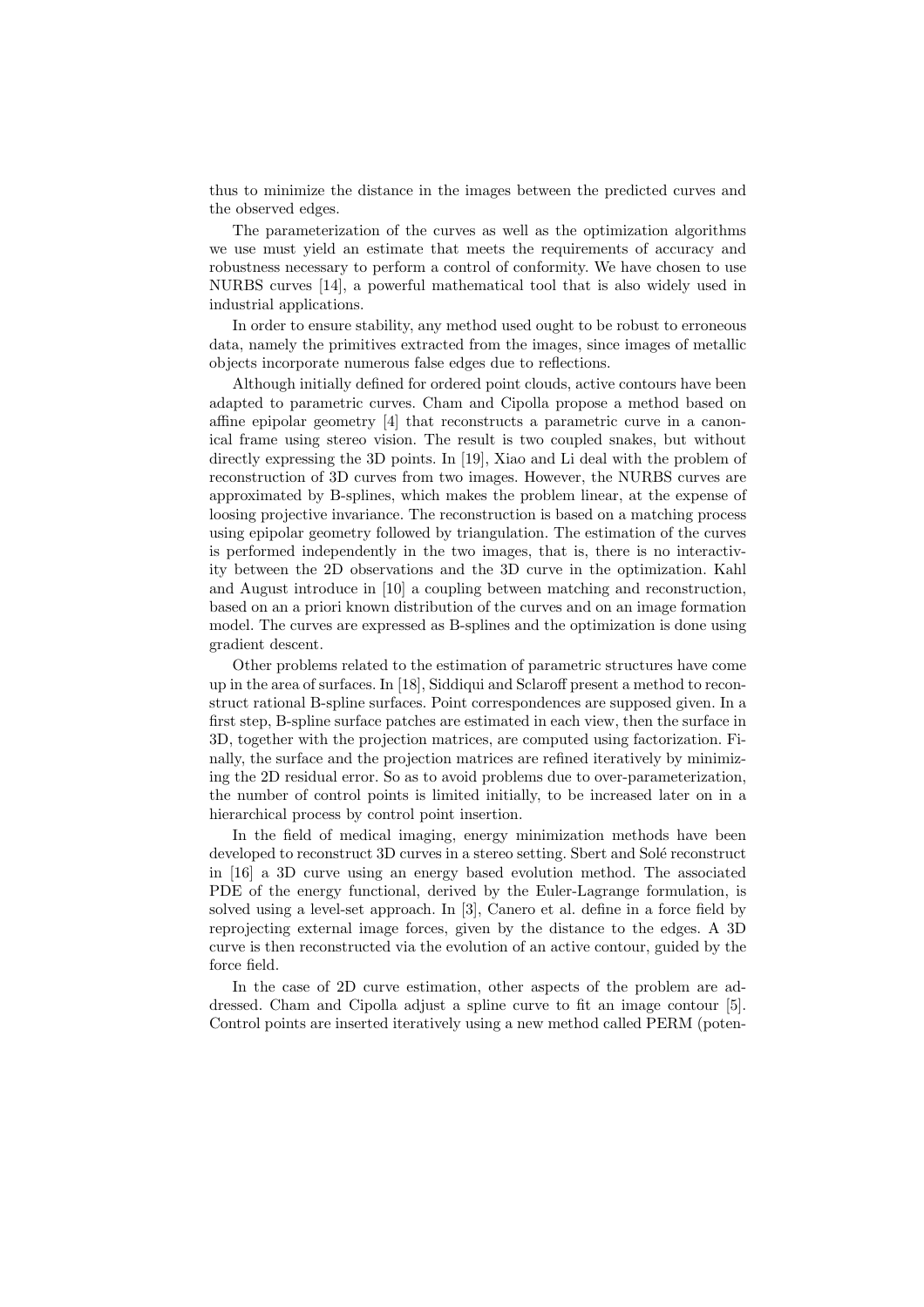thus to minimize the distance in the images between the predicted curves and the observed edges.

The parameterization of the curves as well as the optimization algorithms we use must yield an estimate that meets the requirements of accuracy and robustness necessary to perform a control of conformity. We have chosen to use NURBS curves [14], a powerful mathematical tool that is also widely used in industrial applications.

In order to ensure stability, any method used ought to be robust to erroneous data, namely the primitives extracted from the images, since images of metallic objects incorporate numerous false edges due to reflections.

Although initially defined for ordered point clouds, active contours have been adapted to parametric curves. Cham and Cipolla propose a method based on affine epipolar geometry [4] that reconstructs a parametric curve in a canonical frame using stereo vision. The result is two coupled snakes, but without directly expressing the 3D points. In [19], Xiao and Li deal with the problem of reconstruction of 3D curves from two images. However, the NURBS curves are approximated by B-splines, which makes the problem linear, at the expense of loosing projective invariance. The reconstruction is based on a matching process using epipolar geometry followed by triangulation. The estimation of the curves is performed independently in the two images, that is, there is no interactivity between the 2D observations and the 3D curve in the optimization. Kahl and August introduce in [10] a coupling between matching and reconstruction, based on an a priori known distribution of the curves and on an image formation model. The curves are expressed as B-splines and the optimization is done using gradient descent.

Other problems related to the estimation of parametric structures have come up in the area of surfaces. In [18], Siddiqui and Sclaroff present a method to reconstruct rational B-spline surfaces. Point correspondences are supposed given. In a first step, B-spline surface patches are estimated in each view, then the surface in 3D, together with the projection matrices, are computed using factorization. Finally, the surface and the projection matrices are refined iteratively by minimizing the 2D residual error. So as to avoid problems due to over-parameterization, the number of control points is limited initially, to be increased later on in a hierarchical process by control point insertion.

In the field of medical imaging, energy minimization methods have been developed to reconstruct 3D curves in a stereo setting. Sbert and Solé reconstruct in [16] a 3D curve using an energy based evolution method. The associated PDE of the energy functional, derived by the Euler-Lagrange formulation, is solved using a level-set approach. In [3], Canero et al. define in a force field by reprojecting external image forces, given by the distance to the edges. A 3D curve is then reconstructed via the evolution of an active contour, guided by the force field.

In the case of 2D curve estimation, other aspects of the problem are addressed. Cham and Cipolla adjust a spline curve to fit an image contour [5]. Control points are inserted iteratively using a new method called PERM (poten-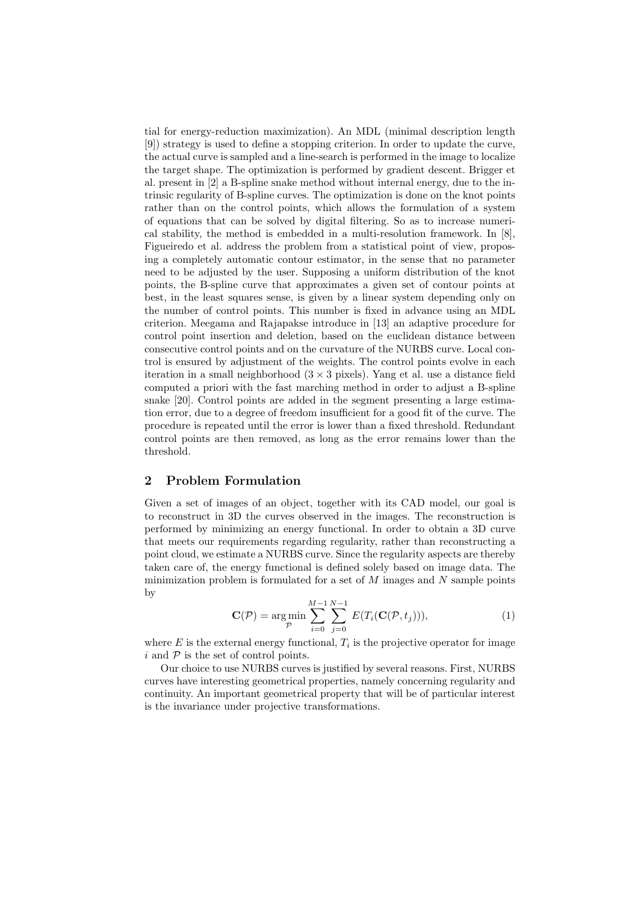tial for energy-reduction maximization). An MDL (minimal description length [9]) strategy is used to define a stopping criterion. In order to update the curve, the actual curve is sampled and a line-search is performed in the image to localize the target shape. The optimization is performed by gradient descent. Brigger et al. present in [2] a B-spline snake method without internal energy, due to the intrinsic regularity of B-spline curves. The optimization is done on the knot points rather than on the control points, which allows the formulation of a system of equations that can be solved by digital filtering. So as to increase numerical stability, the method is embedded in a multi-resolution framework. In [8], Figueiredo et al. address the problem from a statistical point of view, proposing a completely automatic contour estimator, in the sense that no parameter need to be adjusted by the user. Supposing a uniform distribution of the knot points, the B-spline curve that approximates a given set of contour points at best, in the least squares sense, is given by a linear system depending only on the number of control points. This number is fixed in advance using an MDL criterion. Meegama and Rajapakse introduce in [13] an adaptive procedure for control point insertion and deletion, based on the euclidean distance between consecutive control points and on the curvature of the NURBS curve. Local control is ensured by adjustment of the weights. The control points evolve in each iteration in a small neighborhood ($3 \times 3$ pixels). Yang et al. use a distance field computed a priori with the fast marching method in order to adjust a B-spline snake [20]. Control points are added in the segment presenting a large estimation error, due to a degree of freedom insufficient for a good fit of the curve. The procedure is repeated until the error is lower than a fixed threshold. Redundant control points are then removed, as long as the error remains lower than the threshold.

## 2 Problem Formulation

Given a set of images of an object, together with its CAD model, our goal is to reconstruct in 3D the curves observed in the images. The reconstruction is performed by minimizing an energy functional. In order to obtain a 3D curve that meets our requirements regarding regularity, rather than reconstructing a point cloud, we estimate a NURBS curve. Since the regularity aspects are thereby taken care of, the energy functional is defined solely based on image data. The minimization problem is formulated for a set of $M$ images and $N$ sample points by

$$\mathbf{C}(\mathcal{P}) = \arg\min_{\mathcal{P}} \sum_{i=0}^{M-1} \sum_{j=0}^{N-1} E(T_i(\mathbf{C}(\mathcal{P}, t_j))), \tag{1}$$

where $E$ is the external energy functional, $T_i$ is the projective operator for image $i$ and $\mathcal{P}$ is the set of control points.

Our choice to use NURBS curves is justified by several reasons. First, NURBS curves have interesting geometrical properties, namely concerning regularity and continuity. An important geometrical property that will be of particular interest is the invariance under projective transformations.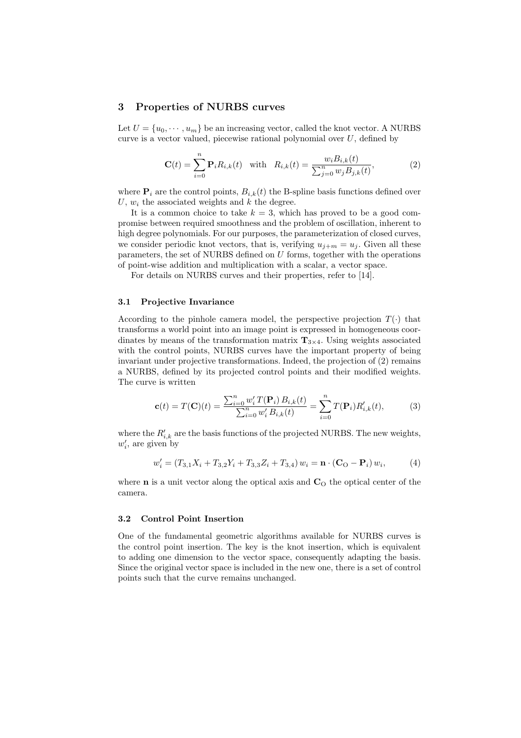## 3 Properties of NURBS curves

Let $U = \{u_0, \cdots, u_m\}$ be an increasing vector, called the knot vector. A NURBS curve is a vector valued, piecewise rational polynomial over $U$, defined by

$$\mathbf{C}(t) = \sum_{i=0}^{n} \mathbf{P}_i R_{i,k}(t) \quad \text{with} \quad R_{i,k}(t) = \frac{w_i B_{i,k}(t)}{\sum_{j=0}^{n} w_j B_{j,k}(t)}, \tag{2}$$

where $\mathbf{P}_i$ are the control points, $B_{i,k}(t)$ the B-spline basis functions defined over $U$, $w_i$ the associated weights and $k$ the degree.

It is a common choice to take $k = 3$, which has proved to be a good compromise between required smoothness and the problem of oscillation, inherent to high degree polynomials. For our purposes, the parameterization of closed curves, we consider periodic knot vectors, that is, verifying $u_{j+m} = u_j$. Given all these parameters, the set of NURBS defined on $U$ forms, together with the operations of point-wise addition and multiplication with a scalar, a vector space.

For details on NURBS curves and their properties, refer to [14].

### 3.1 Projective Invariance

According to the pinhole camera model, the perspective projection $T(\cdot)$ that transforms a world point into an image point is expressed in homogeneous coordinates by means of the transformation matrix $\mathbf{T}_{3\times 4}$. Using weights associated with the control points, NURBS curves have the important property of being invariant under projective transformations. Indeed, the projection of (2) remains a NURBS, defined by its projected control points and their modified weights. The curve is written

$$\mathbf{c}(t) = T(\mathbf{C})(t) = \frac{\sum_{i=0}^{n} w'_i \, T(\mathbf{P}_i) \, B_{i,k}(t)}{\sum_{i=0}^{n} w'_i \, B_{i,k}(t)} = \sum_{i=0}^{n} T(\mathbf{P}_i) R'_{i,k}(t), \tag{3}$$

where the $R'_{i,k}$ are the basis functions of the projected NURBS. The new weights, $w'_i$, are given by

$$w'_i = (T_{3,1} X_i + T_{3,2} Y_i + T_{3,3} Z_i + T_{3,4}) \, w_i = \mathbf{n} \cdot (\mathbf{C}_\text{O} - \mathbf{P}_i) \, w_i, \tag{4}$$

where $\mathbf{n}$ is a unit vector along the optical axis and $\mathbf{C}_\text{O}$ the optical center of the camera.

### 3.2 Control Point Insertion

One of the fundamental geometric algorithms available for NURBS curves is the control point insertion. The key is the knot insertion, which is equivalent to adding one dimension to the vector space, consequently adapting the basis. Since the original vector space is included in the new one, there is a set of control points such that the curve remains unchanged.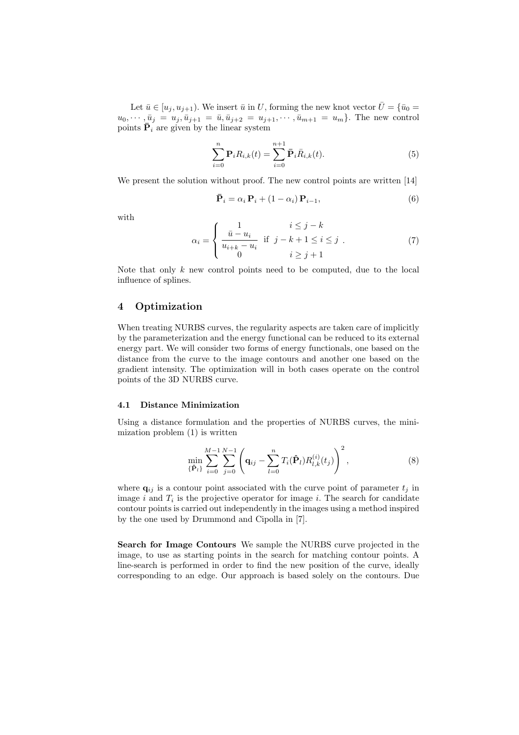Let $\bar{u} \in [u_j, u_{j+1})$. We insert $\bar{u}$ in $U$, forming the new knot vector $\bar{U} = \{\bar{u}_0 = u_0, \cdots, \bar{u}_j = u_j, \bar{u}_{j+1} = \bar{u}, \bar{u}_{j+2} = u_{j+1}, \cdots, \bar{u}_{m+1} = u_m\}$. The new control points $\bar{\mathbf{P}}_i$ are given by the linear system

$$\sum_{i=0}^{n} \mathbf{P}_i R_{i,k}(t) = \sum_{i=0}^{n+1} \bar{\mathbf{P}}_i \bar{R}_{i,k}(t). \tag{5}$$

We present the solution without proof. The new control points are written [14]

$$\bar{\mathbf{P}}_i = \alpha_i \, \mathbf{P}_i + (1 - \alpha_i) \, \mathbf{P}_{i-1}, \tag{6}$$

with

$$\alpha_i = \begin{cases} 1 & i \leq j-k \\ \dfrac{\bar{u} - u_i}{u_{i+k} - u_i} & \text{if } \; j-k+1 \leq i \leq j \\ 0 & i \geq j+1 \end{cases} . \tag{7}$$

Note that only $k$ new control points need to be computed, due to the local influence of splines.

# 4 Optimization

When treating NURBS curves, the regularity aspects are taken care of implicitly by the parameterization and the energy functional can be reduced to its external energy part. We will consider two forms of energy functionals, one based on the distance from the curve to the image contours and another one based on the gradient intensity. The optimization will in both cases operate on the control points of the 3D NURBS curve.

## 4.1 Distance Minimization

Using a distance formulation and the properties of NURBS curves, the minimization problem (1) is written

$$\min_{\{\hat{\mathbf{P}}_l\}} \sum_{i=0}^{M-1} \sum_{j=0}^{N-1} \left( \mathbf{q}_{ij} - \sum_{l=0}^{n} T_i(\hat{\mathbf{P}}_l) R_{l,k}^{(i)}(t_j) \right)^2 , \tag{8}$$

where $\mathbf{q}_{ij}$ is a contour point associated with the curve point of parameter $t_j$ in image $i$ and $T_i$ is the projective operator for image $i$. The search for candidate contour points is carried out independently in the images using a method inspired by the one used by Drummond and Cipolla in [7].

**Search for Image Contours** We sample the NURBS curve projected in the image, to use as starting points in the search for matching contour points. A line-search is performed in order to find the new position of the curve, ideally corresponding to an edge. Our approach is based solely on the contours. Due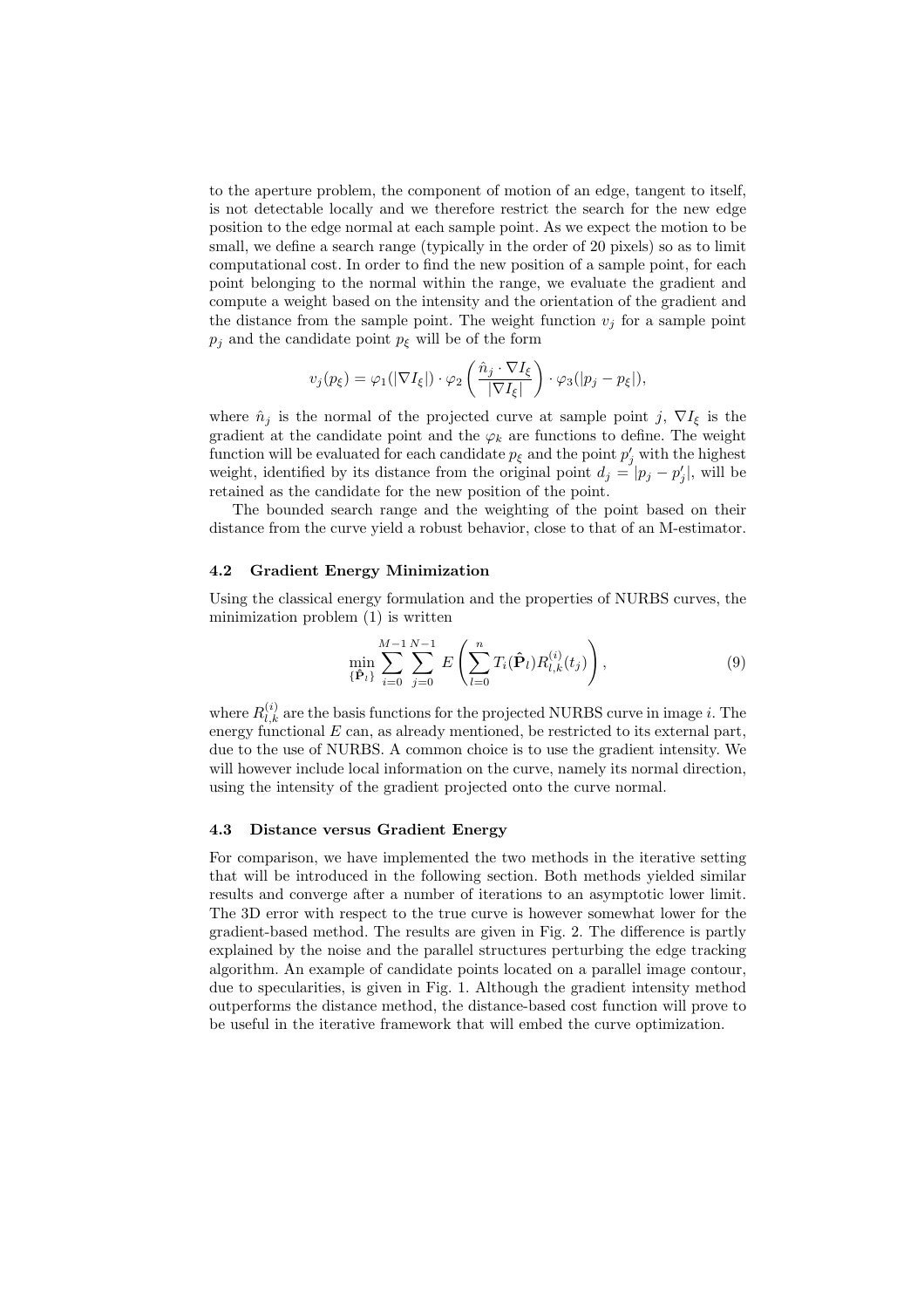to the aperture problem, the component of motion of an edge, tangent to itself, is not detectable locally and we therefore restrict the search for the new edge position to the edge normal at each sample point. As we expect the motion to be small, we define a search range (typically in the order of 20 pixels) so as to limit computational cost. In order to find the new position of a sample point, for each point belonging to the normal within the range, we evaluate the gradient and compute a weight based on the intensity and the orientation of the gradient and the distance from the sample point. The weight function $v_j$ for a sample point $p_j$ and the candidate point $p_\xi$ will be of the form

$$v_j(p_\xi) = \varphi_1(|\nabla I_\xi|) \cdot \varphi_2\left(\frac{\hat{n}_j \cdot \nabla I_\xi}{|\nabla I_\xi|}\right) \cdot \varphi_3(|p_j - p_\xi|),$$

where $\hat{n}_j$ is the normal of the projected curve at sample point $j$, $\nabla I_\xi$ is the gradient at the candidate point and the $\varphi_k$ are functions to define. The weight function will be evaluated for each candidate $p_\xi$ and the point $p'_j$ with the highest weight, identified by its distance from the original point $d_j = |p_j - p'_j|$, will be retained as the candidate for the new position of the point.

The bounded search range and the weighting of the point based on their distance from the curve yield a robust behavior, close to that of an M-estimator.

### 4.2 Gradient Energy Minimization

Using the classical energy formulation and the properties of NURBS curves, the minimization problem (1) is written

$$\min_{\{\hat{\mathbf{P}}_l\}} \sum_{i=0}^{M-1} \sum_{j=0}^{N-1} E\left(\sum_{l=0}^{n} T_i(\hat{\mathbf{P}}_l) R_{l,k}^{(i)}(t_j)\right), \tag{9}$$

where $R_{l,k}^{(i)}$ are the basis functions for the projected NURBS curve in image $i$. The energy functional $E$ can, as already mentioned, be restricted to its external part, due to the use of NURBS. A common choice is to use the gradient intensity. We will however include local information on the curve, namely its normal direction, using the intensity of the gradient projected onto the curve normal.

### 4.3 Distance versus Gradient Energy

For comparison, we have implemented the two methods in the iterative setting that will be introduced in the following section. Both methods yielded similar results and converge after a number of iterations to an asymptotic lower limit. The 3D error with respect to the true curve is however somewhat lower for the gradient-based method. The results are given in Fig. 2. The difference is partly explained by the noise and the parallel structures perturbing the edge tracking algorithm. An example of candidate points located on a parallel image contour, due to specularities, is given in Fig. 1. Although the gradient intensity method outperforms the distance method, the distance-based cost function will prove to be useful in the iterative framework that will embed the curve optimization.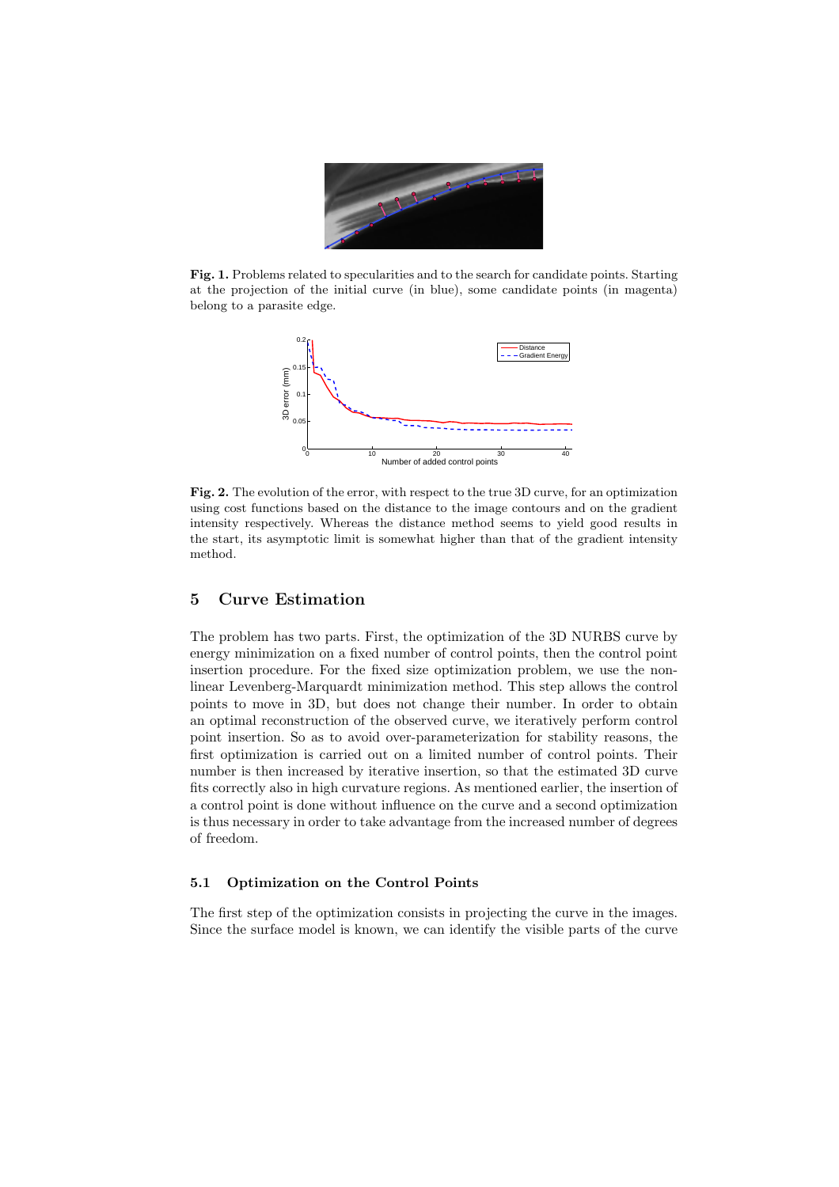**Fig. 1.** Problems related to specularities and to the search for candidate points. Starting at the projection of the initial curve (in blue), some candidate points (in magenta) belong to a parasite edge.

**Fig. 2.** The evolution of the error, with respect to the true 3D curve, for an optimization using cost functions based on the distance to the image contours and on the gradient intensity respectively. Whereas the distance method seems to yield good results in the start, its asymptotic limit is somewhat higher than that of the gradient intensity method.

## 5 Curve Estimation

The problem has two parts. First, the optimization of the 3D NURBS curve by energy minimization on a fixed number of control points, then the control point insertion procedure. For the fixed size optimization problem, we use the non-linear Levenberg-Marquardt minimization method. This step allows the control points to move in 3D, but does not change their number. In order to obtain an optimal reconstruction of the observed curve, we iteratively perform control point insertion. So as to avoid over-parameterization for stability reasons, the first optimization is carried out on a limited number of control points. Their number is then increased by iterative insertion, so that the estimated 3D curve fits correctly also in high curvature regions. As mentioned earlier, the insertion of a control point is done without influence on the curve and a second optimization is thus necessary in order to take advantage from the increased number of degrees of freedom.

### 5.1 Optimization on the Control Points

The first step of the optimization consists in projecting the curve in the images. Since the surface model is known, we can identify the visible parts of the curve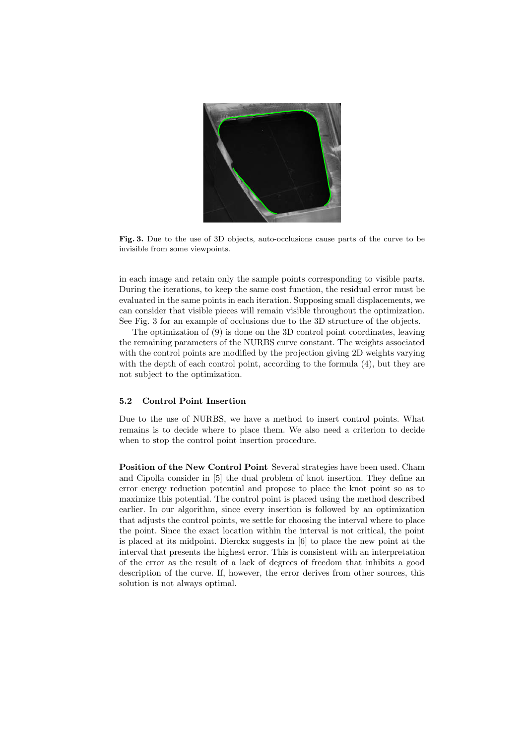**Fig. 3.** Due to the use of 3D objects, auto-occlusions cause parts of the curve to be invisible from some viewpoints.

in each image and retain only the sample points corresponding to visible parts. During the iterations, to keep the same cost function, the residual error must be evaluated in the same points in each iteration. Supposing small displacements, we can consider that visible pieces will remain visible throughout the optimization. See Fig. 3 for an example of occlusions due to the 3D structure of the objects.

The optimization of (9) is done on the 3D control point coordinates, leaving the remaining parameters of the NURBS curve constant. The weights associated with the control points are modified by the projection giving 2D weights varying with the depth of each control point, according to the formula (4), but they are not subject to the optimization.

### 5.2 Control Point Insertion

Due to the use of NURBS, we have a method to insert control points. What remains is to decide where to place them. We also need a criterion to decide when to stop the control point insertion procedure.

**Position of the New Control Point** Several strategies have been used. Cham and Cipolla consider in [5] the dual problem of knot insertion. They define an error energy reduction potential and propose to place the knot point so as to maximize this potential. The control point is placed using the method described earlier. In our algorithm, since every insertion is followed by an optimization that adjusts the control points, we settle for choosing the interval where to place the point. Since the exact location within the interval is not critical, the point is placed at its midpoint. Dierckx suggests in [6] to place the new point at the interval that presents the highest error. This is consistent with an interpretation of the error as the result of a lack of degrees of freedom that inhibits a good description of the curve. If, however, the error derives from other sources, this solution is not always optimal.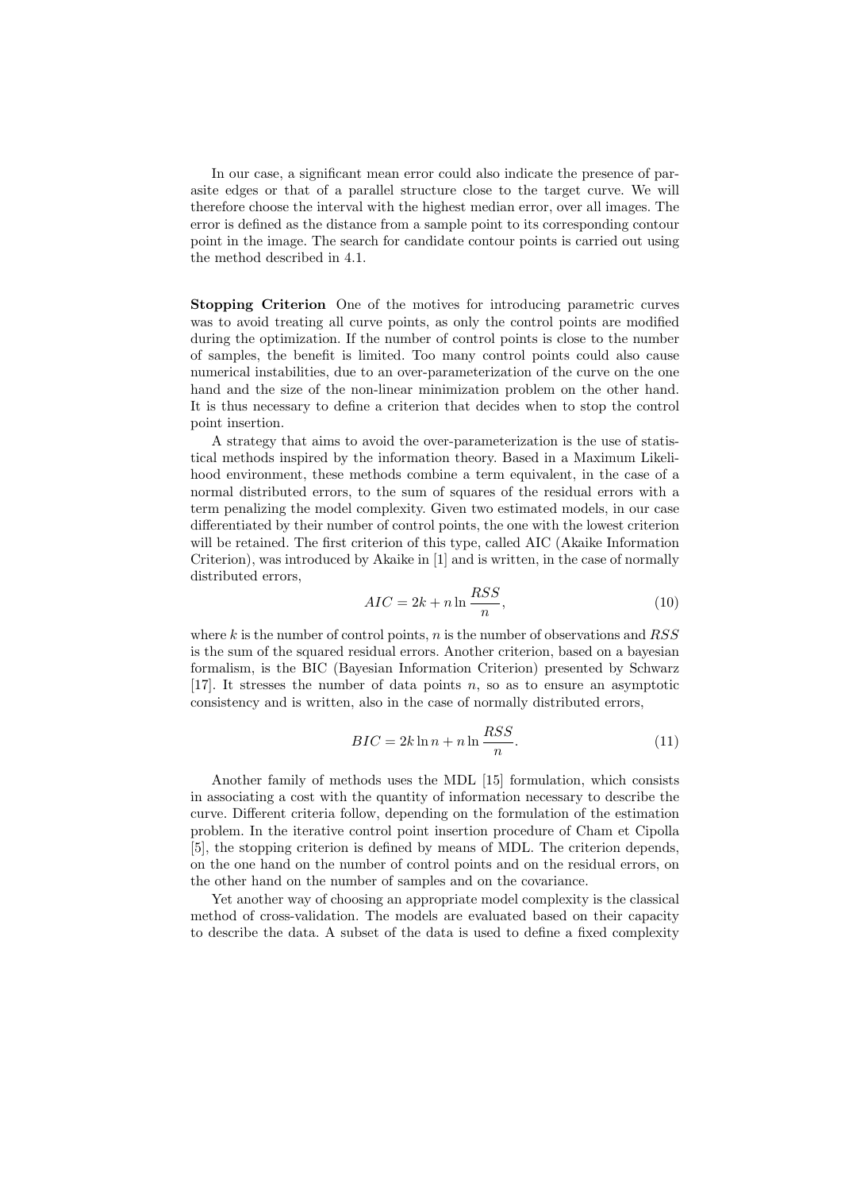In our case, a significant mean error could also indicate the presence of parasite edges or that of a parallel structure close to the target curve. We will therefore choose the interval with the highest median error, over all images. The error is defined as the distance from a sample point to its corresponding contour point in the image. The search for candidate contour points is carried out using the method described in 4.1.

**Stopping Criterion** One of the motives for introducing parametric curves was to avoid treating all curve points, as only the control points are modified during the optimization. If the number of control points is close to the number of samples, the benefit is limited. Too many control points could also cause numerical instabilities, due to an over-parameterization of the curve on the one hand and the size of the non-linear minimization problem on the other hand. It is thus necessary to define a criterion that decides when to stop the control point insertion.

A strategy that aims to avoid the over-parameterization is the use of statistical methods inspired by the information theory. Based in a Maximum Likelihood environment, these methods combine a term equivalent, in the case of a normal distributed errors, to the sum of squares of the residual errors with a term penalizing the model complexity. Given two estimated models, in our case differentiated by their number of control points, the one with the lowest criterion will be retained. The first criterion of this type, called AIC (Akaike Information Criterion), was introduced by Akaike in [1] and is written, in the case of normally distributed errors,

$$AIC = 2k + n \ln \frac{RSS}{n}, \tag{10}$$

where $k$ is the number of control points, $n$ is the number of observations and $RSS$ is the sum of the squared residual errors. Another criterion, based on a bayesian formalism, is the BIC (Bayesian Information Criterion) presented by Schwarz [17]. It stresses the number of data points $n$, so as to ensure an asymptotic consistency and is written, also in the case of normally distributed errors,

$$BIC = 2k \ln n + n \ln \frac{RSS}{n}. \tag{11}$$

Another family of methods uses the MDL [15] formulation, which consists in associating a cost with the quantity of information necessary to describe the curve. Different criteria follow, depending on the formulation of the estimation problem. In the iterative control point insertion procedure of Cham et Cipolla [5], the stopping criterion is defined by means of MDL. The criterion depends, on the one hand on the number of control points and on the residual errors, on the other hand on the number of samples and on the covariance.

Yet another way of choosing an appropriate model complexity is the classical method of cross-validation. The models are evaluated based on their capacity to describe the data. A subset of the data is used to define a fixed complexity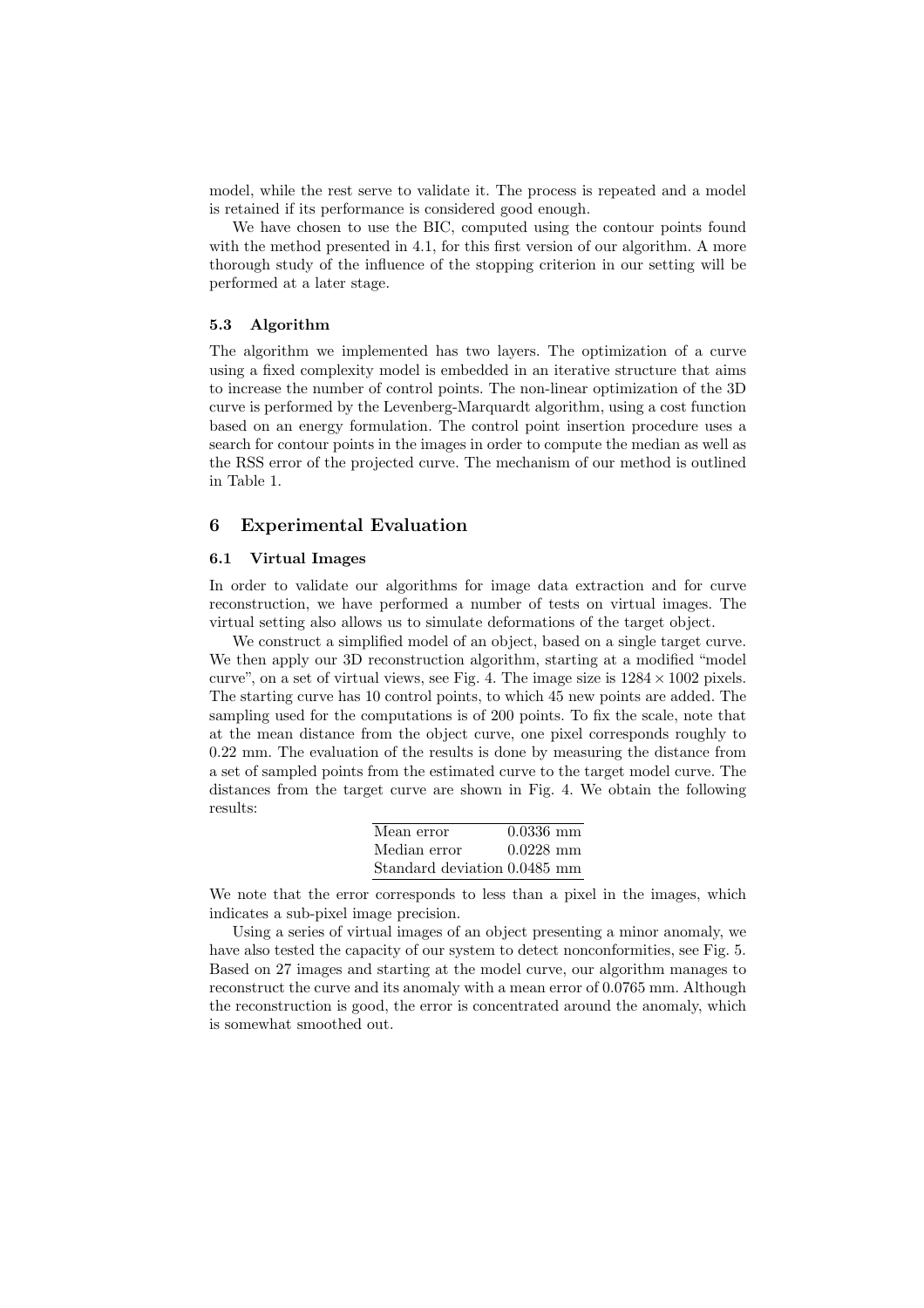model, while the rest serve to validate it. The process is repeated and a model is retained if its performance is considered good enough.

We have chosen to use the BIC, computed using the contour points found with the method presented in 4.1, for this first version of our algorithm. A more thorough study of the influence of the stopping criterion in our setting will be performed at a later stage.

### 5.3 Algorithm

The algorithm we implemented has two layers. The optimization of a curve using a fixed complexity model is embedded in an iterative structure that aims to increase the number of control points. The non-linear optimization of the 3D curve is performed by the Levenberg-Marquardt algorithm, using a cost function based on an energy formulation. The control point insertion procedure uses a search for contour points in the images in order to compute the median as well as the RSS error of the projected curve. The mechanism of our method is outlined in Table 1.

## 6 Experimental Evaluation

### 6.1 Virtual Images

In order to validate our algorithms for image data extraction and for curve reconstruction, we have performed a number of tests on virtual images. The virtual setting also allows us to simulate deformations of the target object.

We construct a simplified model of an object, based on a single target curve. We then apply our 3D reconstruction algorithm, starting at a modified "model curve", on a set of virtual views, see Fig. 4. The image size is $1284 \times 1002$ pixels. The starting curve has 10 control points, to which 45 new points are added. The sampling used for the computations is of 200 points. To fix the scale, note that at the mean distance from the object curve, one pixel corresponds roughly to 0.22 mm. The evaluation of the results is done by measuring the distance from a set of sampled points from the estimated curve to the target model curve. The distances from the target curve are shown in Fig. 4. We obtain the following results:

| | |
|---|---|
| Mean error | 0.0336 mm |
| Median error | 0.0228 mm |
| Standard deviation | 0.0485 mm |

We note that the error corresponds to less than a pixel in the images, which indicates a sub-pixel image precision.

Using a series of virtual images of an object presenting a minor anomaly, we have also tested the capacity of our system to detect nonconformities, see Fig. 5. Based on 27 images and starting at the model curve, our algorithm manages to reconstruct the curve and its anomaly with a mean error of 0.0765 mm. Although the reconstruction is good, the error is concentrated around the anomaly, which is somewhat smoothed out.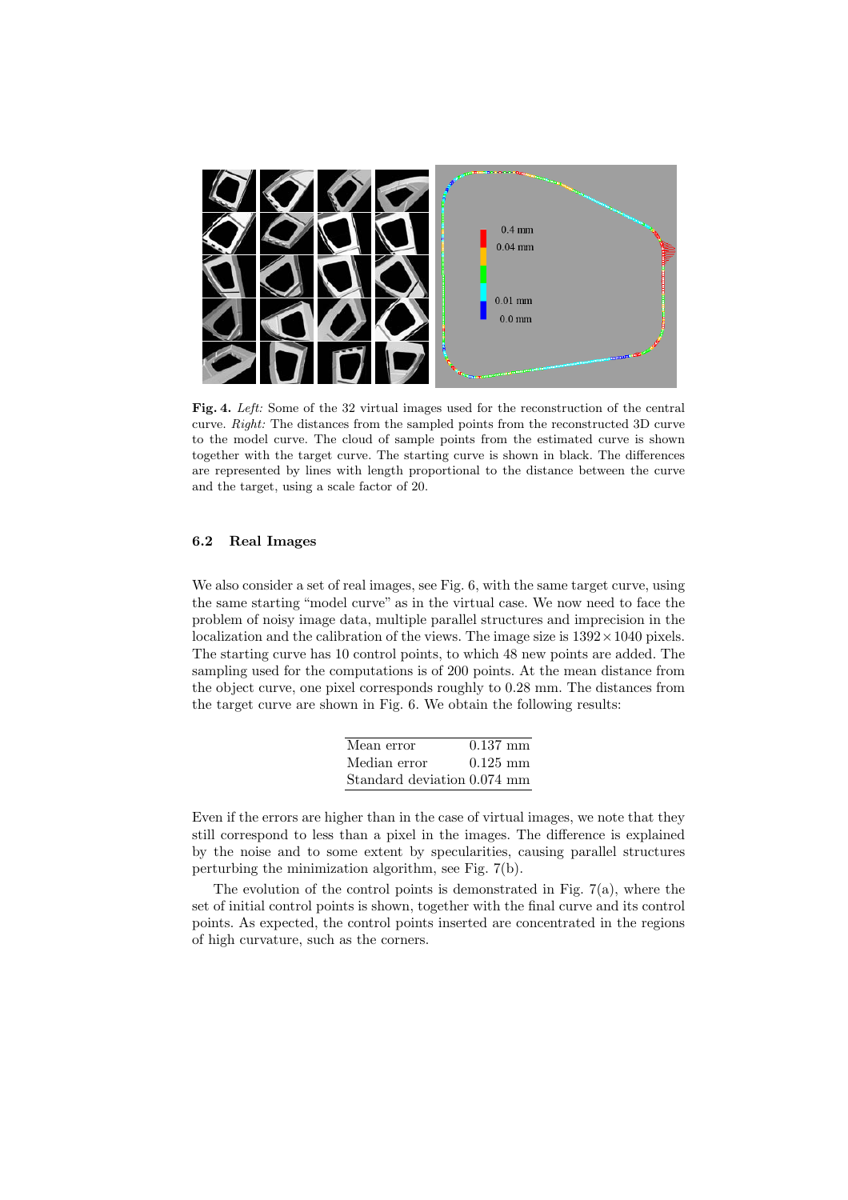**Fig. 4.** *Left:* Some of the 32 virtual images used for the reconstruction of the central curve. *Right:* The distances from the sampled points from the reconstructed 3D curve to the model curve. The cloud of sample points from the estimated curve is shown together with the target curve. The starting curve is shown in black. The differences are represented by lines with length proportional to the distance between the curve and the target, using a scale factor of 20.

### 6.2 Real Images

We also consider a set of real images, see Fig. 6, with the same target curve, using the same starting "model curve" as in the virtual case. We now need to face the problem of noisy image data, multiple parallel structures and imprecision in the localization and the calibration of the views. The image size is $1392 \times 1040$ pixels. The starting curve has 10 control points, to which 48 new points are added. The sampling used for the computations is of 200 points. At the mean distance from the object curve, one pixel corresponds roughly to 0.28 mm. The distances from the target curve are shown in Fig. 6. We obtain the following results:

| | |
|---|---|
| Mean error | 0.137 mm |
| Median error | 0.125 mm |
| Standard deviation | 0.074 mm |

Even if the errors are higher than in the case of virtual images, we note that they still correspond to less than a pixel in the images. The difference is explained by the noise and to some extent by specularities, causing parallel structures perturbing the minimization algorithm, see Fig. 7(b).

The evolution of the control points is demonstrated in Fig. 7(a), where the set of initial control points is shown, together with the final curve and its control points. As expected, the control points inserted are concentrated in the regions of high curvature, such as the corners.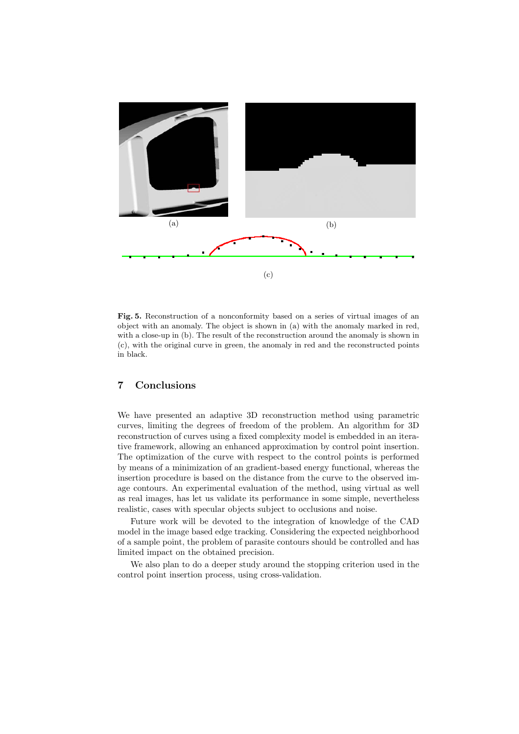(a)

(b)

(c)

**Fig. 5.** Reconstruction of a nonconformity based on a series of virtual images of an object with an anomaly. The object is shown in (a) with the anomaly marked in red, with a close-up in (b). The result of the reconstruction around the anomaly is shown in (c), with the original curve in green, the anomaly in red and the reconstructed points in black.

## 7 Conclusions

We have presented an adaptive 3D reconstruction method using parametric curves, limiting the degrees of freedom of the problem. An algorithm for 3D reconstruction of curves using a fixed complexity model is embedded in an iterative framework, allowing an enhanced approximation by control point insertion. The optimization of the curve with respect to the control points is performed by means of a minimization of an gradient-based energy functional, whereas the insertion procedure is based on the distance from the curve to the observed image contours. An experimental evaluation of the method, using virtual as well as real images, has let us validate its performance in some simple, nevertheless realistic, cases with specular objects subject to occlusions and noise.

Future work will be devoted to the integration of knowledge of the CAD model in the image based edge tracking. Considering the expected neighborhood of a sample point, the problem of parasite contours should be controlled and has limited impact on the obtained precision.

We also plan to do a deeper study around the stopping criterion used in the control point insertion process, using cross-validation.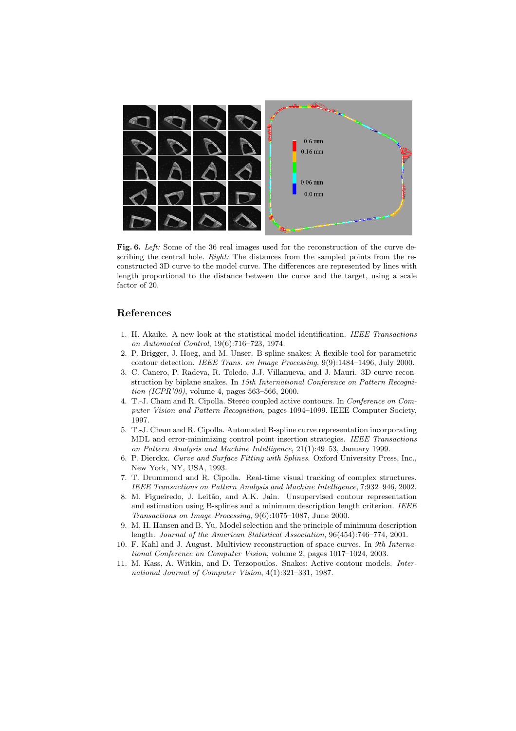**Fig. 6.** *Left:* Some of the 36 real images used for the reconstruction of the curve describing the central hole. *Right:* The distances from the sampled points from the reconstructed 3D curve to the model curve. The differences are represented by lines with length proportional to the distance between the curve and the target, using a scale factor of 20.

## References

1. H. Akaike. A new look at the statistical model identification. *IEEE Transactions on Automated Control*, 19(6):716–723, 1974.
2. P. Brigger, J. Hoeg, and M. Unser. B-spline snakes: A flexible tool for parametric contour detection. *IEEE Trans. on Image Processing*, 9(9):1484–1496, July 2000.
3. C. Canero, P. Radeva, R. Toledo, J.J. Villanueva, and J. Mauri. 3D curve reconstruction by biplane snakes. In *15th International Conference on Pattern Recognition (ICPR'00)*, volume 4, pages 563–566, 2000.
4. T.-J. Cham and R. Cipolla. Stereo coupled active contours. In *Conference on Computer Vision and Pattern Recognition*, pages 1094–1099. IEEE Computer Society, 1997.
5. T.-J. Cham and R. Cipolla. Automated B-spline curve representation incorporating MDL and error-minimizing control point insertion strategies. *IEEE Transactions on Pattern Analysis and Machine Intelligence*, 21(1):49–53, January 1999.
6. P. Dierckx. *Curve and Surface Fitting with Splines*. Oxford University Press, Inc., New York, NY, USA, 1993.
7. T. Drummond and R. Cipolla. Real-time visual tracking of complex structures. *IEEE Transactions on Pattern Analysis and Machine Intelligence*, 7:932–946, 2002.
8. M. Figueiredo, J. Leitão, and A.K. Jain. Unsupervised contour representation and estimation using B-splines and a minimum description length criterion. *IEEE Transactions on Image Processing*, 9(6):1075–1087, June 2000.
9. M. H. Hansen and B. Yu. Model selection and the principle of minimum description length. *Journal of the American Statistical Association*, 96(454):746–774, 2001.
10. F. Kahl and J. August. Multiview reconstruction of space curves. In *9th International Conference on Computer Vision*, volume 2, pages 1017–1024, 2003.
11. M. Kass, A. Witkin, and D. Terzopoulos. Snakes: Active contour models. *International Journal of Computer Vision*, 4(1):321–331, 1987.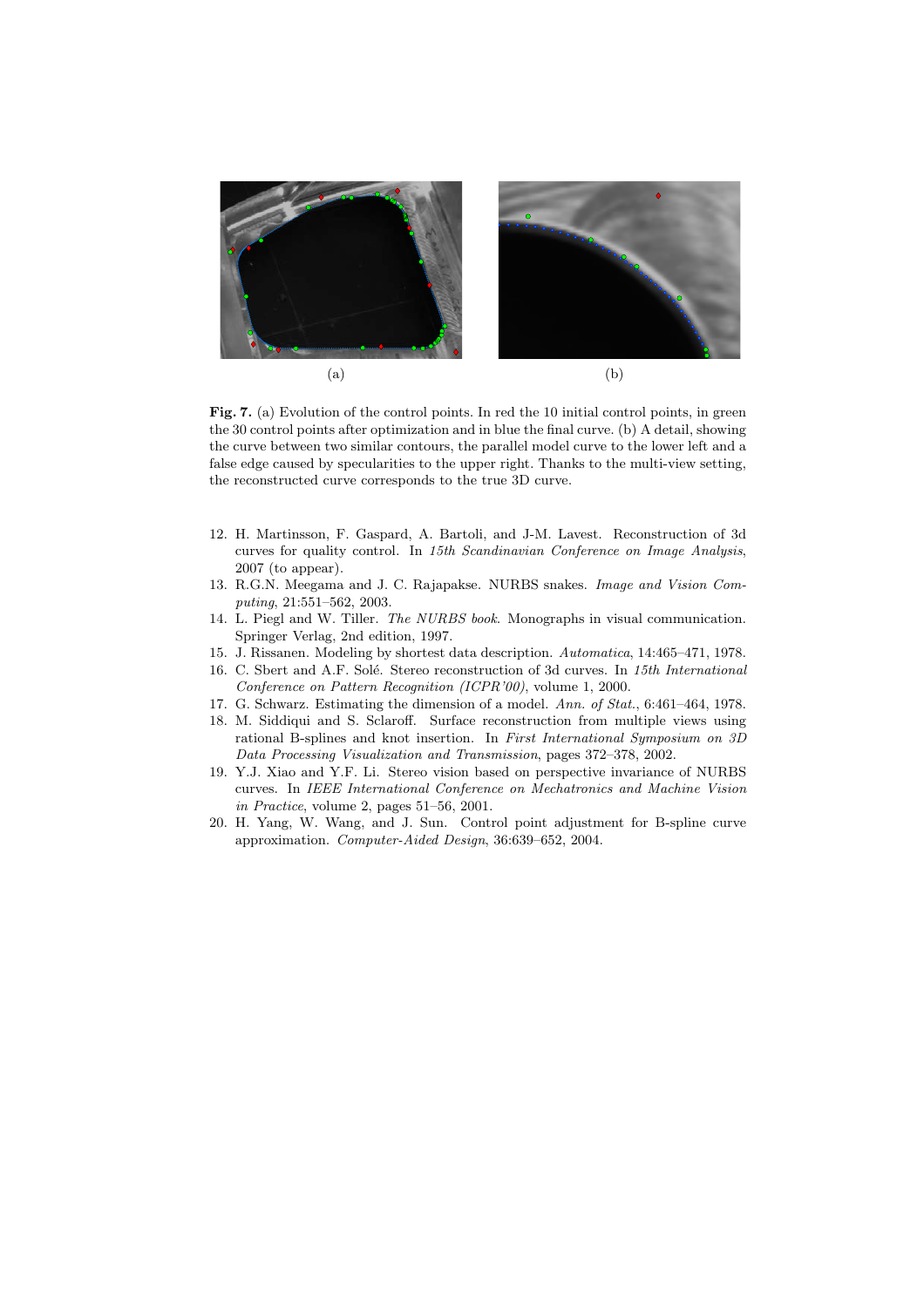(a) (b)

**Fig. 7.** (a) Evolution of the control points. In red the 10 initial control points, in green the 30 control points after optimization and in blue the final curve. (b) A detail, showing the curve between two similar contours, the parallel model curve to the lower left and a false edge caused by specularities to the upper right. Thanks to the multi-view setting, the reconstructed curve corresponds to the true 3D curve.

12. H. Martinsson, F. Gaspard, A. Bartoli, and J-M. Lavest. Reconstruction of 3d curves for quality control. In *15th Scandinavian Conference on Image Analysis*, 2007 (to appear).
13. R.G.N. Meegama and J. C. Rajapakse. NURBS snakes. *Image and Vision Computing*, 21:551–562, 2003.
14. L. Piegl and W. Tiller. *The NURBS book*. Monographs in visual communication. Springer Verlag, 2nd edition, 1997.
15. J. Rissanen. Modeling by shortest data description. *Automatica*, 14:465–471, 1978.
16. C. Sbert and A.F. Solé. Stereo reconstruction of 3d curves. In *15th International Conference on Pattern Recognition (ICPR'00)*, volume 1, 2000.
17. G. Schwarz. Estimating the dimension of a model. *Ann. of Stat.*, 6:461–464, 1978.
18. M. Siddiqui and S. Sclaroff. Surface reconstruction from multiple views using rational B-splines and knot insertion. In *First International Symposium on 3D Data Processing Visualization and Transmission*, pages 372–378, 2002.
19. Y.J. Xiao and Y.F. Li. Stereo vision based on perspective invariance of NURBS curves. In *IEEE International Conference on Mechatronics and Machine Vision in Practice*, volume 2, pages 51–56, 2001.
20. H. Yang, W. Wang, and J. Sun. Control point adjustment for B-spline curve approximation. *Computer-Aided Design*, 36:639–652, 2004.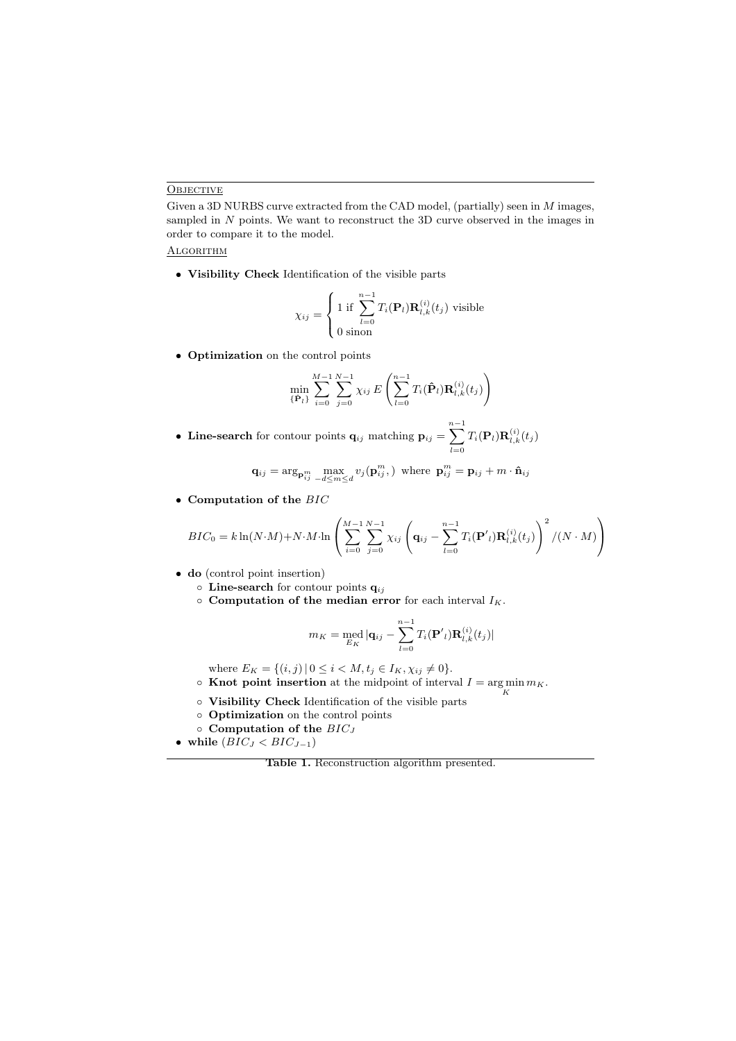Objective

Given a 3D NURBS curve extracted from the CAD model, (partially) seen in $M$ images, sampled in $N$ points. We want to reconstruct the 3D curve observed in the images in order to compare it to the model.

Algorithm

- **Visibility Check** Identification of the visible parts

$$\chi_{ij} = \begin{cases} 1 \text{ if } \sum_{l=0}^{n-1} T_i(\mathbf{P}_l)\mathbf{R}_{l,k}^{(i)}(t_j) \text{ visible} \\ 0 \text{ sinon} \end{cases}$$

- **Optimization** on the control points

$$\min_{\{\hat{\mathbf{P}}_l\}} \sum_{i=0}^{M-1} \sum_{j=0}^{N-1} \chi_{ij}\, E\left(\sum_{l=0}^{n-1} T_i(\hat{\mathbf{P}}_l)\mathbf{R}_{l,k}^{(i)}(t_j)\right)$$

- **Line-search** for contour points $\mathbf{q}_{ij}$ matching $\mathbf{p}_{ij} = \sum_{l=0}^{n-1} T_i(\mathbf{P}_l)\mathbf{R}_{l,k}^{(i)}(t_j)$

$$\mathbf{q}_{ij} = \arg_{\mathbf{p}_{ij}^m} \max_{-d \le m \le d} v_j(\mathbf{p}_{ij}^m,) \text{ where } \mathbf{p}_{ij}^m = \mathbf{p}_{ij} + m \cdot \hat{\mathbf{n}}_{ij}$$

- **Computation of the** $BIC$

$$BIC_0 = k \ln(N \cdot M) + N \cdot M \cdot \ln\left(\sum_{i=0}^{M-1} \sum_{j=0}^{N-1} \chi_{ij}\left(\mathbf{q}_{ij} - \sum_{l=0}^{n-1} T_i(\mathbf{P}'_l)\mathbf{R}_{l,k}^{(i)}(t_j)\right)^2 / (N \cdot M)\right)$$

- **do** (control point insertion)
  - **Line-search** for contour points $\mathbf{q}_{ij}$
  - **Computation of the median error** for each interval $I_K$.

    $$m_K = \operatorname*{med}_{E_K} |\mathbf{q}_{ij} - \sum_{l=0}^{n-1} T_i(\mathbf{P}'_l)\mathbf{R}_{l,k}^{(i)}(t_j)|$$

    where $E_K = \{(i,j) \,|\, 0 \le i < M, t_j \in I_K, \chi_{ij} \neq 0\}$.
  - **Knot point insertion** at the midpoint of interval $I = \arg\min_K m_K$.
  - **Visibility Check** Identification of the visible parts
  - **Optimization** on the control points
  - **Computation of the** $BIC_J$
- **while** $(BIC_J < BIC_{J-1})$

**Table 1.** Reconstruction algorithm presented.